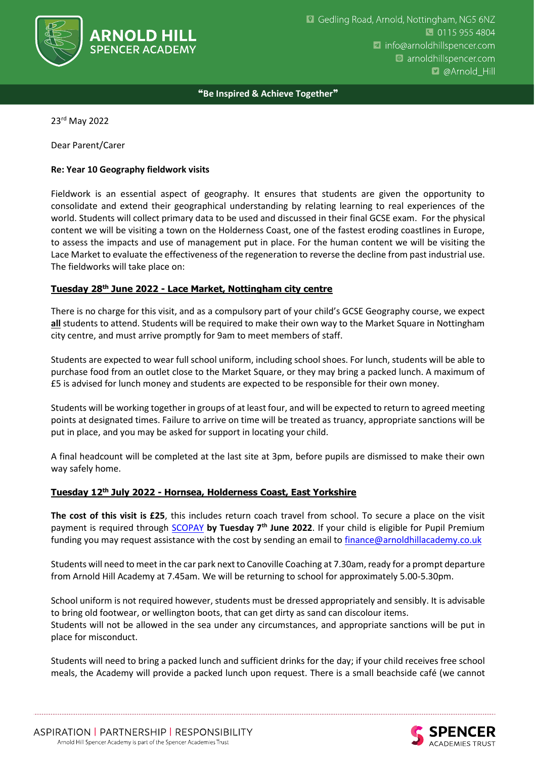23rd May 2022

Dear Parent/Carer

**Re: Year 10 Geography fieldwork visits**

Fieldwork is an essential aspect of geography. It ensures that students are given the opportunity to consolidate and extend their geographical understanding by relating learning to real experiences of the world. Students will collect primary data to be used and discussed in their final GCSE exam. For the physical content we will be visiting a town on the Holderness Coast, one of the fastest eroding coastlines in Europe, to assess the impacts and use of management put in place. For the human content we will be visiting the Lace Market to evaluate the effectiveness of the regeneration to reverse the decline from past industrial use. The fieldworks will take place on:

**Tuesday 28th June 2022 - Lace Market, Nottingham city centre**

There is no charge for this visit, and as a compulsory part of your child's GCSE Geography course, we expect **all** students to attend. Students will be required to make their own way to the Market Square in Nottingham city centre, and must arrive promptly for 9am to meet members of staff.

Students are expected to wear full school uniform, including school shoes. For lunch, students will be able to purchase food from an outlet close to the Market Square, or they may bring a packed lunch. A maximum of £5 is advised for lunch money and students are expected to be responsible for their own money.

Students will be working together in groups of at least four, and will be expected to return to agreed meeting points at designated times. Failure to arrive on time will be treated as truancy, appropriate sanctions will be put in place, and you may be asked for support in locating your child.

A final headcount will be completed at the last site at 3pm, before pupils are dismissed to make their own way safely home.

**Tuesday 12th July 2022 - Hornsea, Holderness Coast, East Yorkshire**

**The cost of this visit is £25**, this includes return coach travel from school. To secure a place on the visit payment is required through SCOPAY **by Tuesday 7th June 2022**. If your child is eligible for Pupil Premium funding you may request assistance with the cost by sending an email to finance@arnoldhillacademy.co.uk

Students will need to meet in the car park next to Canoville Coaching at 7.30am, ready for a prompt departure from Arnold Hill Academy at 7.45am. We will be returning to school for approximately 5.00-5.30pm.

School uniform is not required however, students must be dressed appropriately and sensibly. It is advisable to bring old footwear, or wellington boots, that can get dirty as sand can discolour items.
Students will not be allowed in the sea under any circumstances, and appropriate sanctions will be put in place for misconduct.

Students will need to bring a packed lunch and sufficient drinks for the day; if your child receives free school meals, the Academy will provide a packed lunch upon request. There is a small beachside café (we cannot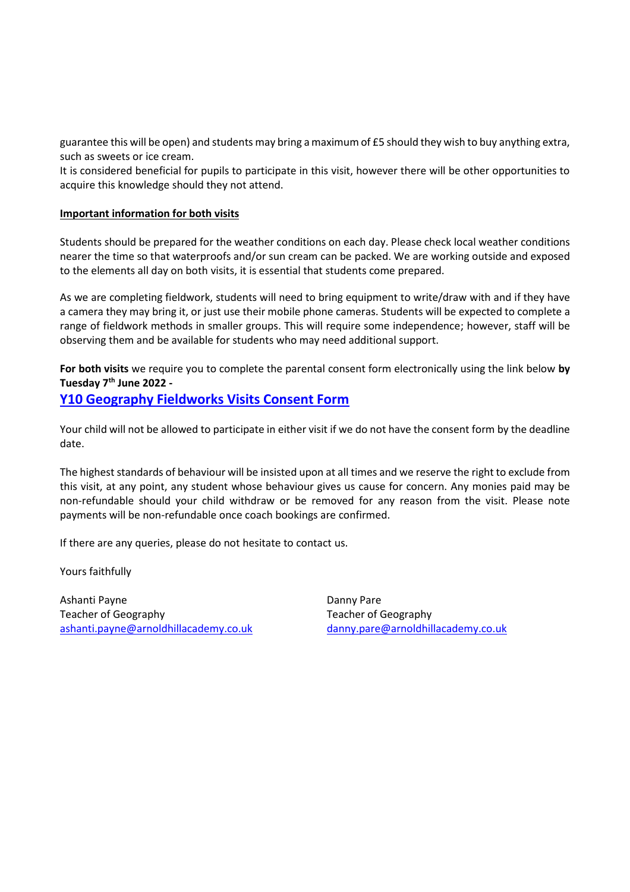guarantee this will be open) and students may bring a maximum of £5 should they wish to buy anything extra, such as sweets or ice cream.

It is considered beneficial for pupils to participate in this visit, however there will be other opportunities to acquire this knowledge should they not attend.

**Important information for both visits**

Students should be prepared for the weather conditions on each day. Please check local weather conditions nearer the time so that waterproofs and/or sun cream can be packed. We are working outside and exposed to the elements all day on both visits, it is essential that students come prepared.

As we are completing fieldwork, students will need to bring equipment to write/draw with and if they have a camera they may bring it, or just use their mobile phone cameras. Students will be expected to complete a range of fieldwork methods in smaller groups. This will require some independence; however, staff will be observing them and be available for students who may need additional support.

**For both visits** we require you to complete the parental consent form electronically using the link below **by Tuesday 7th June 2022 -**

**Y10 Geography Fieldworks Visits Consent Form**

Your child will not be allowed to participate in either visit if we do not have the consent form by the deadline date.

The highest standards of behaviour will be insisted upon at all times and we reserve the right to exclude from this visit, at any point, any student whose behaviour gives us cause for concern. Any monies paid may be non-refundable should your child withdraw or be removed for any reason from the visit. Please note payments will be non-refundable once coach bookings are confirmed.

If there are any queries, please do not hesitate to contact us.

Yours faithfully

Ashanti Payne
Teacher of Geography
ashanti.payne@arnoldhillacademy.co.uk

Danny Pare
Teacher of Geography
danny.pare@arnoldhillacademy.co.uk